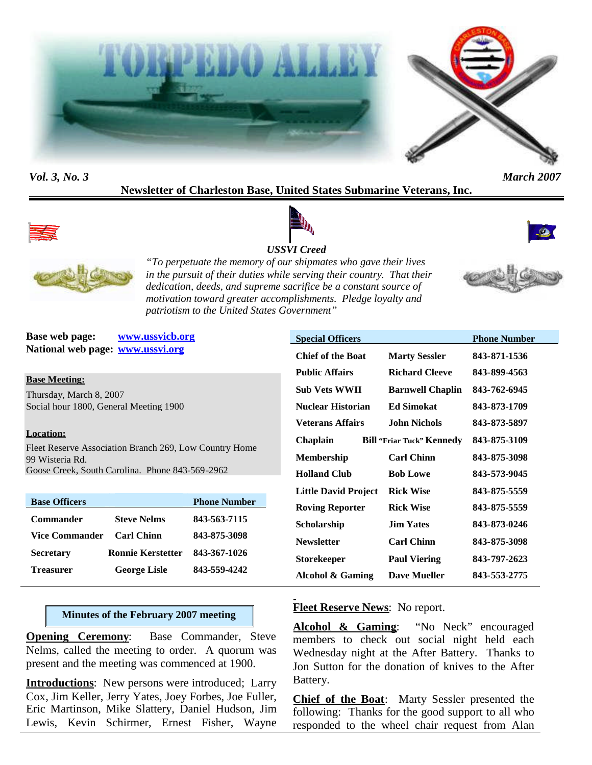# TORPEDO ALLEY

*Vol. 3, No. 3* *March 2007*

**Newsletter of Charleston Base, United States Submarine Veterans, Inc.**

*USSVI Creed*

*"To perpetuate the memory of our shipmates who gave their lives in the pursuit of their duties while serving their country. That their dedication, deeds, and supreme sacrifice be a constant source of motivation toward greater accomplishments. Pledge loyalty and patriotism to the United States Government"*

**Base web page:** [www.ussvicb.org](www.ussvicb.org)
**National web page:** [www.ussvi.org](www.ussvi.org)

**Base Meeting:**
Thursday, March 8, 2007
Social hour 1800, General Meeting 1900

**Location:**
Fleet Reserve Association Branch 269, Low Country Home
99 Wisteria Rd.
Goose Creek, South Carolina. Phone 843-569-2962

| Base Officers | | Phone Number |
|---|---|---|
| Commander | Steve Nelms | 843-563-7115 |
| Vice Commander | Carl Chinn | 843-875-3098 |
| Secretary | Ronnie Kerstetter | 843-367-1026 |
| Treasurer | George Lisle | 843-559-4242 |

| Special Officers | | Phone Number |
|---|---|---|
| Chief of the Boat | Marty Sessler | 843-871-1536 |
| Public Affairs | Richard Cleeve | 843-899-4563 |
| Sub Vets WWII | Barnwell Chaplin | 843-762-6945 |
| Nuclear Historian | Ed Simokat | 843-873-1709 |
| Veterans Affairs | John Nichols | 843-873-5897 |
| Chaplain | Bill "Friar Tuck" Kennedy | 843-875-3109 |
| Membership | Carl Chinn | 843-875-3098 |
| Holland Club | Bob Lowe | 843-573-9045 |
| Little David Project | Rick Wise | 843-875-5559 |
| Roving Reporter | Rick Wise | 843-875-5559 |
| Scholarship | Jim Yates | 843-873-0246 |
| Newsletter | Carl Chinn | 843-875-3098 |
| Storekeeper | Paul Viering | 843-797-2623 |
| Alcohol & Gaming | Dave Mueller | 843-553-2775 |

## Minutes of the February 2007 meeting

**Opening Ceremony**: Base Commander, Steve Nelms, called the meeting to order. A quorum was present and the meeting was commenced at 1900.

**Introductions**: New persons were introduced; Larry Cox, Jim Keller, Jerry Yates, Joey Forbes, Joe Fuller, Eric Martinson, Mike Slattery, Daniel Hudson, Jim Lewis, Kevin Schirmer, Ernest Fisher, Wayne

**Fleet Reserve News**: No report.

**Alcohol & Gaming**: "No Neck" encouraged members to check out social night held each Wednesday night at the After Battery. Thanks to Jon Sutton for the donation of knives to the After Battery.

**Chief of the Boat**: Marty Sessler presented the following: Thanks for the good support to all who responded to the wheel chair request from Alan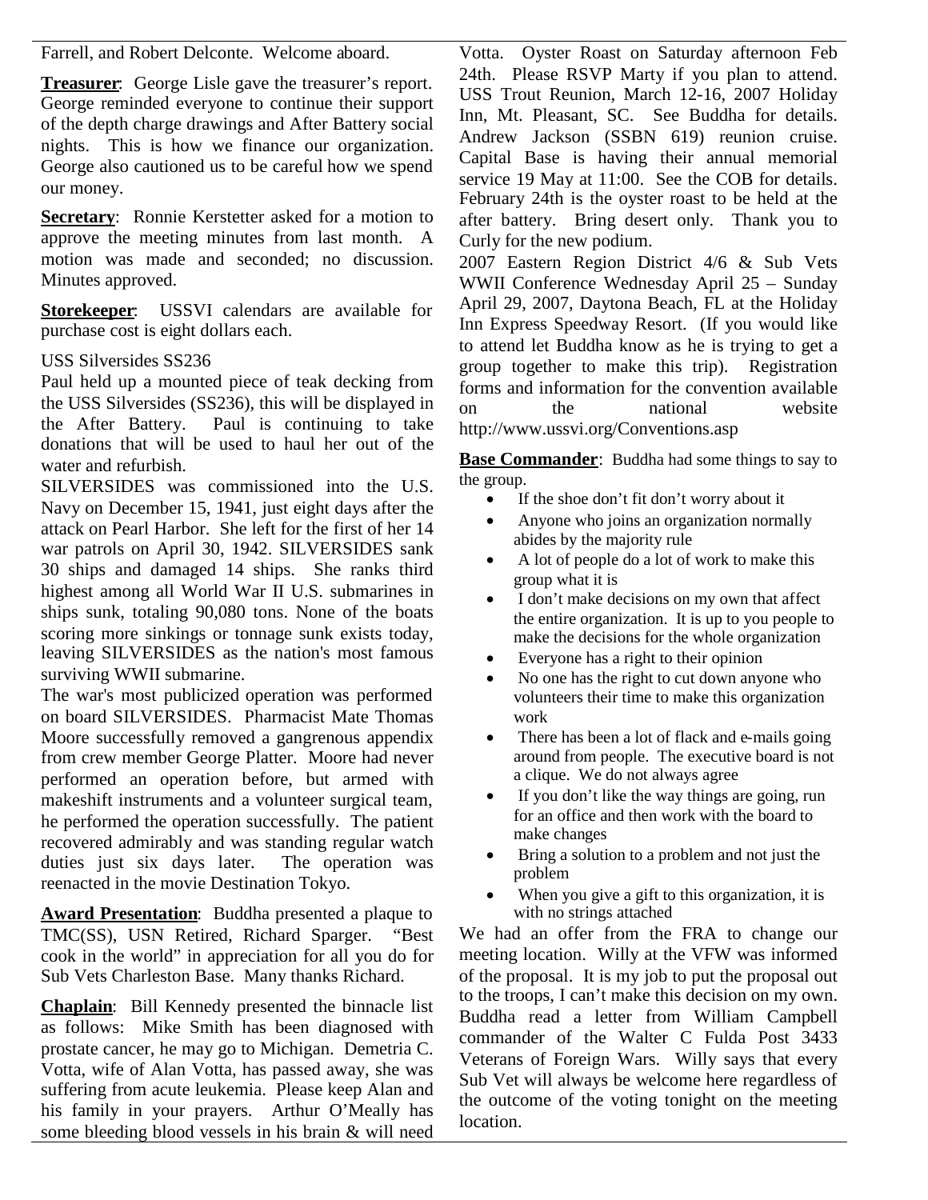Farrell, and Robert Delconte. Welcome aboard.

**Treasurer**: George Lisle gave the treasurer's report. George reminded everyone to continue their support of the depth charge drawings and After Battery social nights. This is how we finance our organization. George also cautioned us to be careful how we spend our money.

**Secretary**: Ronnie Kerstetter asked for a motion to approve the meeting minutes from last month. A motion was made and seconded; no discussion. Minutes approved.

**Storekeeper**: USSVI calendars are available for purchase cost is eight dollars each.

USS Silversides SS236

Paul held up a mounted piece of teak decking from the USS Silversides (SS236), this will be displayed in the After Battery. Paul is continuing to take donations that will be used to haul her out of the water and refurbish.

SILVERSIDES was commissioned into the U.S. Navy on December 15, 1941, just eight days after the attack on Pearl Harbor. She left for the first of her 14 war patrols on April 30, 1942. SILVERSIDES sank 30 ships and damaged 14 ships. She ranks third highest among all World War II U.S. submarines in ships sunk, totaling 90,080 tons. None of the boats scoring more sinkings or tonnage sunk exists today, leaving SILVERSIDES as the nation's most famous surviving WWII submarine.

The war's most publicized operation was performed on board SILVERSIDES. Pharmacist Mate Thomas Moore successfully removed a gangrenous appendix from crew member George Platter. Moore had never performed an operation before, but armed with makeshift instruments and a volunteer surgical team, he performed the operation successfully. The patient recovered admirably and was standing regular watch duties just six days later. The operation was reenacted in the movie Destination Tokyo.

**Award Presentation**: Buddha presented a plaque to TMC(SS), USN Retired, Richard Sparger. "Best cook in the world" in appreciation for all you do for Sub Vets Charleston Base. Many thanks Richard.

**Chaplain**: Bill Kennedy presented the binnacle list as follows: Mike Smith has been diagnosed with prostate cancer, he may go to Michigan. Demetria C. Votta, wife of Alan Votta, has passed away, she was suffering from acute leukemia. Please keep Alan and his family in your prayers. Arthur O'Meally has some bleeding blood vessels in his brain & will need Votta. Oyster Roast on Saturday afternoon Feb 24th. Please RSVP Marty if you plan to attend. USS Trout Reunion, March 12-16, 2007 Holiday Inn, Mt. Pleasant, SC. See Buddha for details. Andrew Jackson (SSBN 619) reunion cruise. Capital Base is having their annual memorial service 19 May at 11:00. See the COB for details. February 24th is the oyster roast to be held at the after battery. Bring desert only. Thank you to Curly for the new podium.

2007 Eastern Region District 4/6 & Sub Vets WWII Conference Wednesday April 25 – Sunday April 29, 2007, Daytona Beach, FL at the Holiday Inn Express Speedway Resort. (If you would like to attend let Buddha know as he is trying to get a group together to make this trip). Registration forms and information for the convention available on the national website http://www.ussvi.org/Conventions.asp

**Base Commander**: Buddha had some things to say to the group.

- If the shoe don't fit don't worry about it
- Anyone who joins an organization normally abides by the majority rule
- A lot of people do a lot of work to make this group what it is
- I don't make decisions on my own that affect the entire organization. It is up to you people to make the decisions for the whole organization
- Everyone has a right to their opinion
- No one has the right to cut down anyone who volunteers their time to make this organization work
- There has been a lot of flack and e-mails going around from people. The executive board is not a clique. We do not always agree
- If you don't like the way things are going, run for an office and then work with the board to make changes
- Bring a solution to a problem and not just the problem
- When you give a gift to this organization, it is with no strings attached

We had an offer from the FRA to change our meeting location. Willy at the VFW was informed of the proposal. It is my job to put the proposal out to the troops, I can't make this decision on my own. Buddha read a letter from William Campbell commander of the Walter C Fulda Post 3433 Veterans of Foreign Wars. Willy says that every Sub Vet will always be welcome here regardless of the outcome of the voting tonight on the meeting location.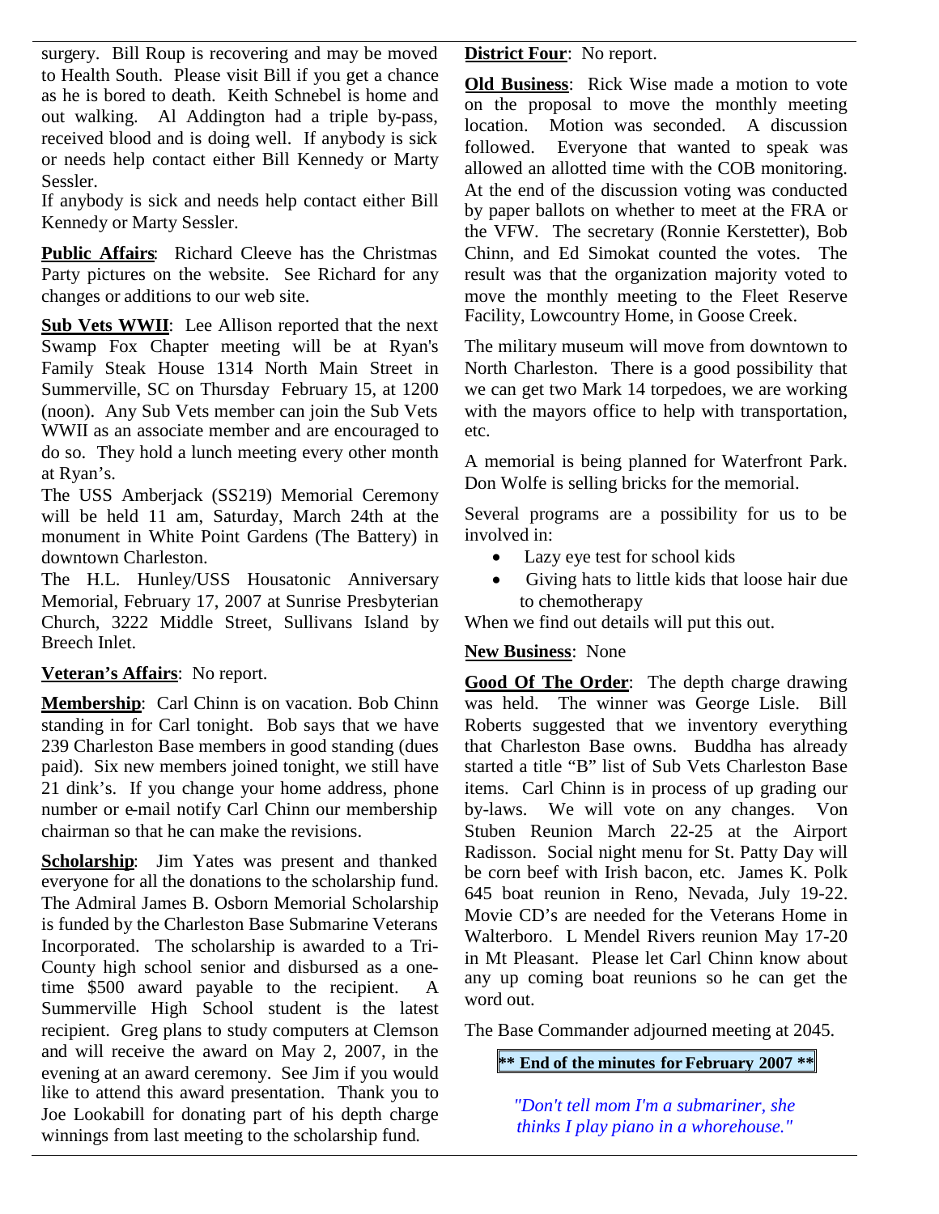surgery. Bill Roup is recovering and may be moved to Health South. Please visit Bill if you get a chance as he is bored to death. Keith Schnebel is home and out walking. Al Addington had a triple by-pass, received blood and is doing well. If anybody is sick or needs help contact either Bill Kennedy or Marty Sessler.

If anybody is sick and needs help contact either Bill Kennedy or Marty Sessler.

**Public Affairs**: Richard Cleeve has the Christmas Party pictures on the website. See Richard for any changes or additions to our web site.

**Sub Vets WWII**: Lee Allison reported that the next Swamp Fox Chapter meeting will be at Ryan's Family Steak House 1314 North Main Street in Summerville, SC on Thursday February 15, at 1200 (noon). Any Sub Vets member can join the Sub Vets WWII as an associate member and are encouraged to do so. They hold a lunch meeting every other month at Ryan's.

The USS Amberjack (SS219) Memorial Ceremony will be held 11 am, Saturday, March 24th at the monument in White Point Gardens (The Battery) in downtown Charleston.

The H.L. Hunley/USS Housatonic Anniversary Memorial, February 17, 2007 at Sunrise Presbyterian Church, 3222 Middle Street, Sullivans Island by Breech Inlet.

**Veteran's Affairs**: No report.

**Membership**: Carl Chinn is on vacation. Bob Chinn standing in for Carl tonight. Bob says that we have 239 Charleston Base members in good standing (dues paid). Six new members joined tonight, we still have 21 dink's. If you change your home address, phone number or e-mail notify Carl Chinn our membership chairman so that he can make the revisions.

**Scholarship**: Jim Yates was present and thanked everyone for all the donations to the scholarship fund. The Admiral James B. Osborn Memorial Scholarship is funded by the Charleston Base Submarine Veterans Incorporated. The scholarship is awarded to a Tri-County high school senior and disbursed as a one-time $500 award payable to the recipient. A Summerville High School student is the latest recipient. Greg plans to study computers at Clemson and will receive the award on May 2, 2007, in the evening at an award ceremony. See Jim if you would like to attend this award presentation. Thank you to Joe Lookabill for donating part of his depth charge winnings from last meeting to the scholarship fund.

**District Four**: No report.

**Old Business**: Rick Wise made a motion to vote on the proposal to move the monthly meeting location. Motion was seconded. A discussion followed. Everyone that wanted to speak was allowed an allotted time with the COB monitoring. At the end of the discussion voting was conducted by paper ballots on whether to meet at the FRA or the VFW. The secretary (Ronnie Kerstetter), Bob Chinn, and Ed Simokat counted the votes. The result was that the organization majority voted to move the monthly meeting to the Fleet Reserve Facility, Lowcountry Home, in Goose Creek.

The military museum will move from downtown to North Charleston. There is a good possibility that we can get two Mark 14 torpedoes, we are working with the mayors office to help with transportation, etc.

A memorial is being planned for Waterfront Park. Don Wolfe is selling bricks for the memorial.

Several programs are a possibility for us to be involved in:

- Lazy eye test for school kids
- Giving hats to little kids that loose hair due to chemotherapy

When we find out details will put this out.

**New Business**: None

**Good Of The Order**: The depth charge drawing was held. The winner was George Lisle. Bill Roberts suggested that we inventory everything that Charleston Base owns. Buddha has already started a title "B" list of Sub Vets Charleston Base items. Carl Chinn is in process of up grading our by-laws. We will vote on any changes. Von Stuben Reunion March 22-25 at the Airport Radisson. Social night menu for St. Patty Day will be corn beef with Irish bacon, etc. James K. Polk 645 boat reunion in Reno, Nevada, July 19-22. Movie CD's are needed for the Veterans Home in Walterboro. L Mendel Rivers reunion May 17-20 in Mt Pleasant. Please let Carl Chinn know about any up coming boat reunions so he can get the word out.

The Base Commander adjourned meeting at 2045.

**\*\* End of the minutes for February 2007 \*\***

*"Don't tell mom I'm a submariner, she thinks I play piano in a whorehouse."*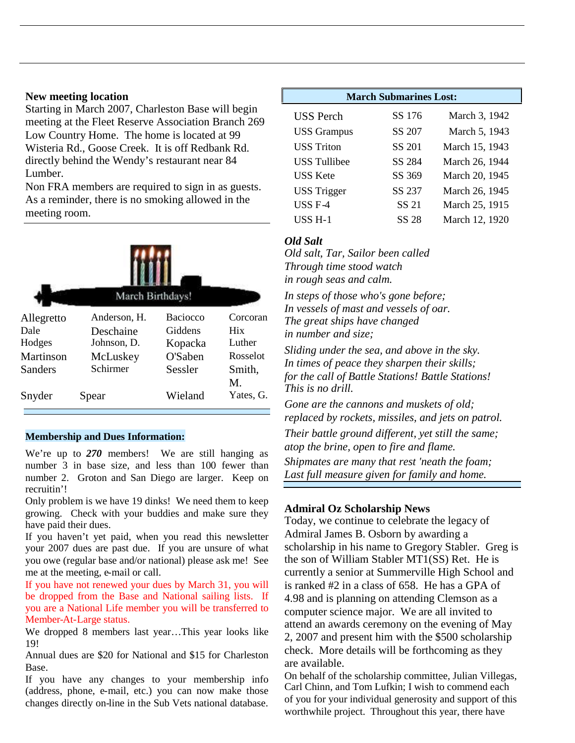## New meeting location

Starting in March 2007, Charleston Base will begin meeting at the Fleet Reserve Association Branch 269 Low Country Home. The home is located at 99 Wisteria Rd., Goose Creek. It is off Redbank Rd. directly behind the Wendy's restaurant near 84 Lumber.

Non FRA members are required to sign in as guests. As a reminder, there is no smoking allowed in the meeting room.

## March Birthdays!

| | | | |
|---|---|---|---|
| Allegretto | Anderson, H. | Baciocco | Corcoran |
| Dale | Deschaine | Giddens | Hix |
| Hodges | Johnson, D. | Kopacka | Luther |
| Martinson | McLuskey | O'Saben | Rosselot |
| Sanders | Schirmer | Sessler | Smith, M. |
| Snyder | Spear | Wieland | Yates, G. |

## Membership and Dues Information:

We're up to ***270*** members! We are still hanging as number 3 in base size, and less than 100 fewer than number 2. Groton and San Diego are larger. Keep on recruitin'!

Only problem is we have 19 dinks! We need them to keep growing. Check with your buddies and make sure they have paid their dues.

If you haven't yet paid, when you read this newsletter your 2007 dues are past due. If you are unsure of what you owe (regular base and/or national) please ask me! See me at the meeting, e-mail or call.

If you have not renewed your dues by March 31, you will be dropped from the Base and National sailing lists. If you are a National Life member you will be transferred to Member-At-Large status.

We dropped 8 members last year…This year looks like 19!

Annual dues are $20 for National and $15 for Charleston Base.

If you have any changes to your membership info (address, phone, e-mail, etc.) you can now make those changes directly on-line in the Sub Vets national database.

## March Submarines Lost:

| | | |
|---|---|---|
| USS Perch | SS 176 | March 3, 1942 |
| USS Grampus | SS 207 | March 5, 1943 |
| USS Triton | SS 201 | March 15, 1943 |
| USS Tullibee | SS 284 | March 26, 1944 |
| USS Kete | SS 369 | March 20, 1945 |
| USS Trigger | SS 237 | March 26, 1945 |
| USS F-4 | SS 21 | March 25, 1915 |
| USS H-1 | SS 28 | March 12, 1920 |

***Old Salt***

*Old salt, Tar, Sailor been called*
*Through time stood watch*
*in rough seas and calm.*

*In steps of those who's gone before;*
*In vessels of mast and vessels of oar.*
*The great ships have changed*
*in number and size;*

*Sliding under the sea, and above in the sky.*
*In times of peace they sharpen their skills;*
*for the call of Battle Stations! Battle Stations!*
*This is no drill.*

*Gone are the cannons and muskets of old;*
*replaced by rockets, missiles, and jets on patrol.*

*Their battle ground different, yet still the same;*
*atop the brine, open to fire and flame.*

*Shipmates are many that rest 'neath the foam;*
*Last full measure given for family and home.*

## Admiral Oz Scholarship News

Today, we continue to celebrate the legacy of Admiral James B. Osborn by awarding a scholarship in his name to Gregory Stabler. Greg is the son of William Stabler MT1(SS) Ret. He is currently a senior at Summerville High School and is ranked #2 in a class of 658. He has a GPA of 4.98 and is planning on attending Clemson as a computer science major. We are all invited to attend an awards ceremony on the evening of May 2, 2007 and present him with the $500 scholarship check. More details will be forthcoming as they are available.

On behalf of the scholarship committee, Julian Villegas, Carl Chinn, and Tom Lufkin; I wish to commend each of you for your individual generosity and support of this worthwhile project. Throughout this year, there have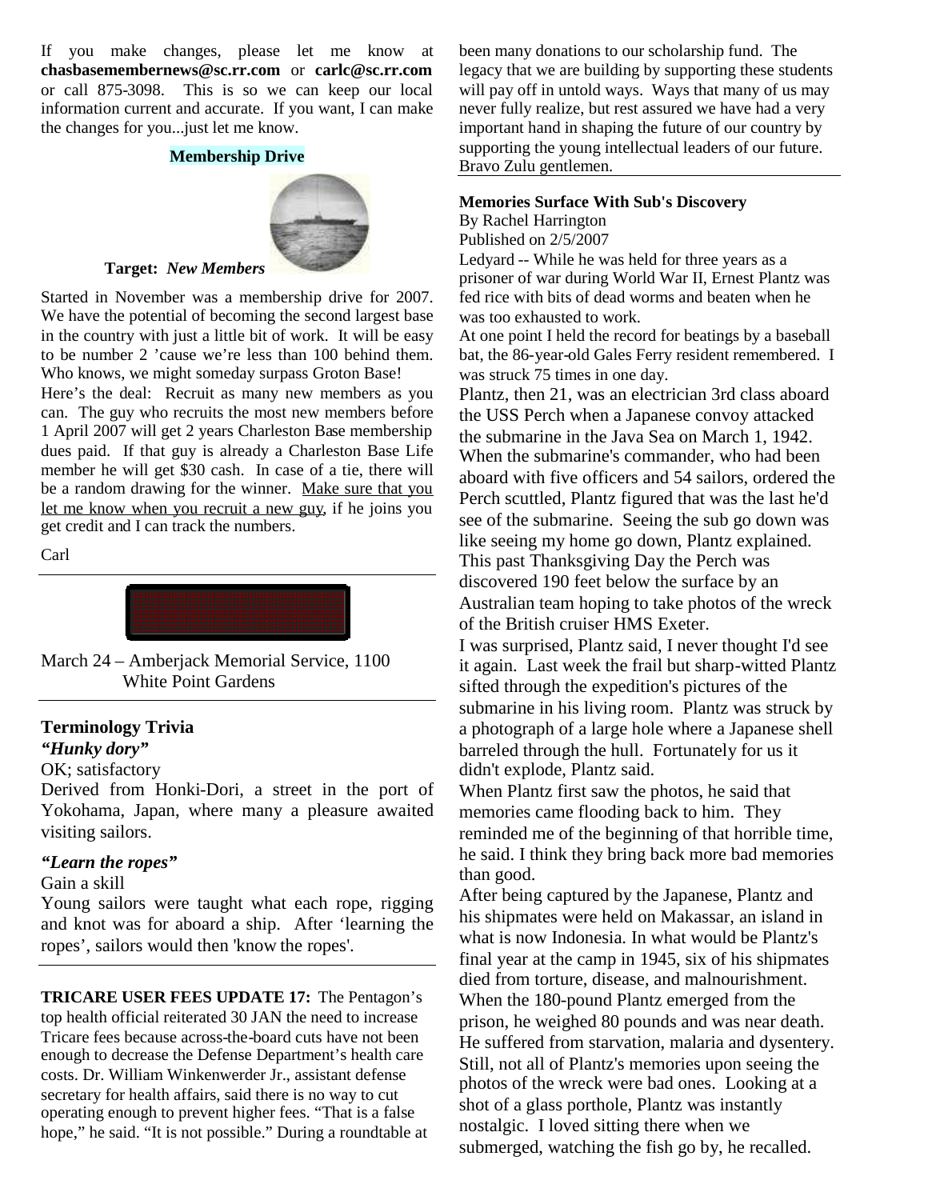If you make changes, please let me know at **chasbasemembernews@sc.rr.com** or **carlc@sc.rr.com** or call 875-3098. This is so we can keep our local information current and accurate. If you want, I can make the changes for you...just let me know.

**Membership Drive**

**Target:** ***New Members***

Started in November was a membership drive for 2007. We have the potential of becoming the second largest base in the country with just a little bit of work. It will be easy to be number 2 'cause we're less than 100 behind them. Who knows, we might someday surpass Groton Base!

Here's the deal: Recruit as many new members as you can. The guy who recruits the most new members before 1 April 2007 will get 2 years Charleston Base membership dues paid. If that guy is already a Charleston Base Life member he will get $30 cash. In case of a tie, there will be a random drawing for the winner. Make sure that you let me know when you recruit a new guy, if he joins you get credit and I can track the numbers.

Carl

---

March 24 – Amberjack Memorial Service, 1100 White Point Gardens

---

## Terminology Trivia

***"Hunky dory"***

OK; satisfactory

Derived from Honki-Dori, a street in the port of Yokohama, Japan, where many a pleasure awaited visiting sailors.

***"Learn the ropes"***

Gain a skill

Young sailors were taught what each rope, rigging and knot was for aboard a ship. After 'learning the ropes', sailors would then 'know the ropes'.

---

**TRICARE USER FEES UPDATE 17:** The Pentagon's top health official reiterated 30 JAN the need to increase Tricare fees because across-the-board cuts have not been enough to decrease the Defense Department's health care costs. Dr. William Winkenwerder Jr., assistant defense secretary for health affairs, said there is no way to cut operating enough to prevent higher fees. "That is a false hope," he said. "It is not possible." During a roundtable at

been many donations to our scholarship fund. The legacy that we are building by supporting these students will pay off in untold ways. Ways that many of us may never fully realize, but rest assured we have had a very important hand in shaping the future of our country by supporting the young intellectual leaders of our future. Bravo Zulu gentlemen.

---

**Memories Surface With Sub's Discovery**

By Rachel Harrington

Published on 2/5/2007

Ledyard -- While he was held for three years as a prisoner of war during World War II, Ernest Plantz was fed rice with bits of dead worms and beaten when he was too exhausted to work.

At one point I held the record for beatings by a baseball bat, the 86-year-old Gales Ferry resident remembered. I was struck 75 times in one day.

Plantz, then 21, was an electrician 3rd class aboard the USS Perch when a Japanese convoy attacked the submarine in the Java Sea on March 1, 1942. When the submarine's commander, who had been aboard with five officers and 54 sailors, ordered the Perch scuttled, Plantz figured that was the last he'd see of the submarine. Seeing the sub go down was like seeing my home go down, Plantz explained.

This past Thanksgiving Day the Perch was discovered 190 feet below the surface by an Australian team hoping to take photos of the wreck of the British cruiser HMS Exeter.

I was surprised, Plantz said, I never thought I'd see it again. Last week the frail but sharp-witted Plantz sifted through the expedition's pictures of the submarine in his living room. Plantz was struck by a photograph of a large hole where a Japanese shell barreled through the hull. Fortunately for us it didn't explode, Plantz said.

When Plantz first saw the photos, he said that memories came flooding back to him. They reminded me of the beginning of that horrible time, he said. I think they bring back more bad memories than good.

After being captured by the Japanese, Plantz and his shipmates were held on Makassar, an island in what is now Indonesia. In what would be Plantz's final year at the camp in 1945, six of his shipmates died from torture, disease, and malnourishment.

When the 180-pound Plantz emerged from the prison, he weighed 80 pounds and was near death. He suffered from starvation, malaria and dysentery. Still, not all of Plantz's memories upon seeing the photos of the wreck were bad ones. Looking at a shot of a glass porthole, Plantz was instantly nostalgic. I loved sitting there when we submerged, watching the fish go by, he recalled.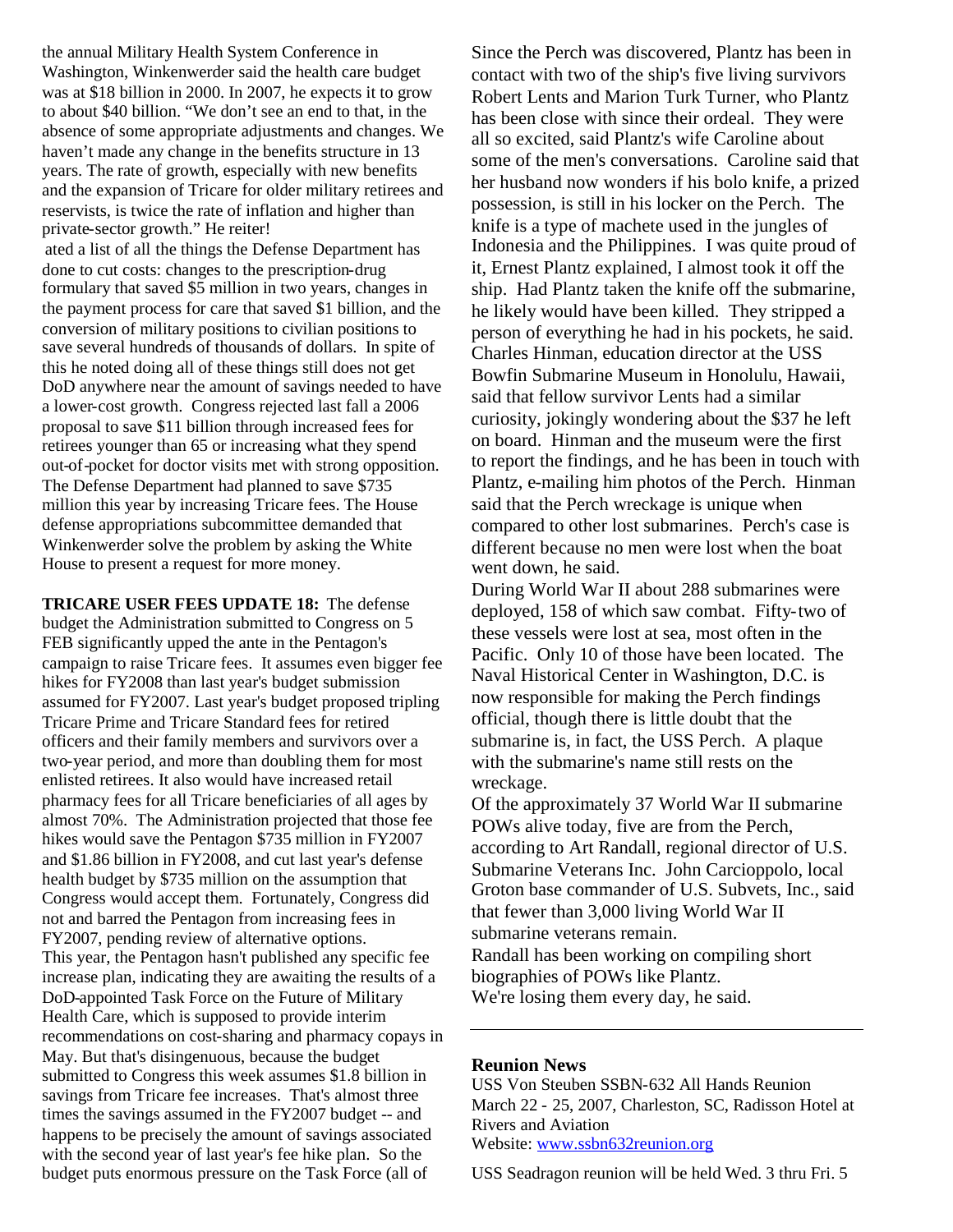the annual Military Health System Conference in Washington, Winkenwerder said the health care budget was at $18 billion in 2000. In 2007, he expects it to grow to about $40 billion. "We don't see an end to that, in the absence of some appropriate adjustments and changes. We haven't made any change in the benefits structure in 13 years. The rate of growth, especially with new benefits and the expansion of Tricare for older military retirees and reservists, is twice the rate of inflation and higher than private-sector growth." He reiter!

ated a list of all the things the Defense Department has done to cut costs: changes to the prescription-drug formulary that saved $5 million in two years, changes in the payment process for care that saved $1 billion, and the conversion of military positions to civilian positions to save several hundreds of thousands of dollars. In spite of this he noted doing all of these things still does not get DoD anywhere near the amount of savings needed to have a lower-cost growth. Congress rejected last fall a 2006 proposal to save $11 billion through increased fees for retirees younger than 65 or increasing what they spend out-of-pocket for doctor visits met with strong opposition. The Defense Department had planned to save $735 million this year by increasing Tricare fees. The House defense appropriations subcommittee demanded that Winkenwerder solve the problem by asking the White House to present a request for more money.

**TRICARE USER FEES UPDATE 18:** The defense budget the Administration submitted to Congress on 5 FEB significantly upped the ante in the Pentagon's campaign to raise Tricare fees. It assumes even bigger fee hikes for FY2008 than last year's budget submission assumed for FY2007. Last year's budget proposed tripling Tricare Prime and Tricare Standard fees for retired officers and their family members and survivors over a two-year period, and more than doubling them for most enlisted retirees. It also would have increased retail pharmacy fees for all Tricare beneficiaries of all ages by almost 70%. The Administration projected that those fee hikes would save the Pentagon $735 million in FY2007 and $1.86 billion in FY2008, and cut last year's defense health budget by $735 million on the assumption that Congress would accept them. Fortunately, Congress did not and barred the Pentagon from increasing fees in FY2007, pending review of alternative options.
This year, the Pentagon hasn't published any specific fee increase plan, indicating they are awaiting the results of a DoD-appointed Task Force on the Future of Military Health Care, which is supposed to provide interim recommendations on cost-sharing and pharmacy copays in May. But that's disingenuous, because the budget submitted to Congress this week assumes $1.8 billion in savings from Tricare fee increases. That's almost three times the savings assumed in the FY2007 budget -- and happens to be precisely the amount of savings associated with the second year of last year's fee hike plan. So the budget puts enormous pressure on the Task Force (all of

Since the Perch was discovered, Plantz has been in contact with two of the ship's five living survivors Robert Lents and Marion Turk Turner, who Plantz has been close with since their ordeal. They were all so excited, said Plantz's wife Caroline about some of the men's conversations. Caroline said that her husband now wonders if his bolo knife, a prized possession, is still in his locker on the Perch. The knife is a type of machete used in the jungles of Indonesia and the Philippines. I was quite proud of it, Ernest Plantz explained, I almost took it off the ship. Had Plantz taken the knife off the submarine, he likely would have been killed. They stripped a person of everything he had in his pockets, he said. Charles Hinman, education director at the USS Bowfin Submarine Museum in Honolulu, Hawaii, said that fellow survivor Lents had a similar curiosity, jokingly wondering about the $37 he left on board. Hinman and the museum were the first to report the findings, and he has been in touch with Plantz, e-mailing him photos of the Perch. Hinman said that the Perch wreckage is unique when compared to other lost submarines. Perch's case is different because no men were lost when the boat went down, he said.
During World War II about 288 submarines were deployed, 158 of which saw combat. Fifty-two of these vessels were lost at sea, most often in the Pacific. Only 10 of those have been located. The Naval Historical Center in Washington, D.C. is now responsible for making the Perch findings official, though there is little doubt that the submarine is, in fact, the USS Perch. A plaque with the submarine's name still rests on the wreckage.
Of the approximately 37 World War II submarine POWs alive today, five are from the Perch, according to Art Randall, regional director of U.S. Submarine Veterans Inc. John Carcioppolo, local Groton base commander of U.S. Subvets, Inc., said that fewer than 3,000 living World War II submarine veterans remain.
Randall has been working on compiling short biographies of POWs like Plantz.
We're losing them every day, he said.

---

**Reunion News**

USS Von Steuben SSBN-632 All Hands Reunion March 22 - 25, 2007, Charleston, SC, Radisson Hotel at Rivers and Aviation
Website: www.ssbn632reunion.org

USS Seadragon reunion will be held Wed. 3 thru Fri. 5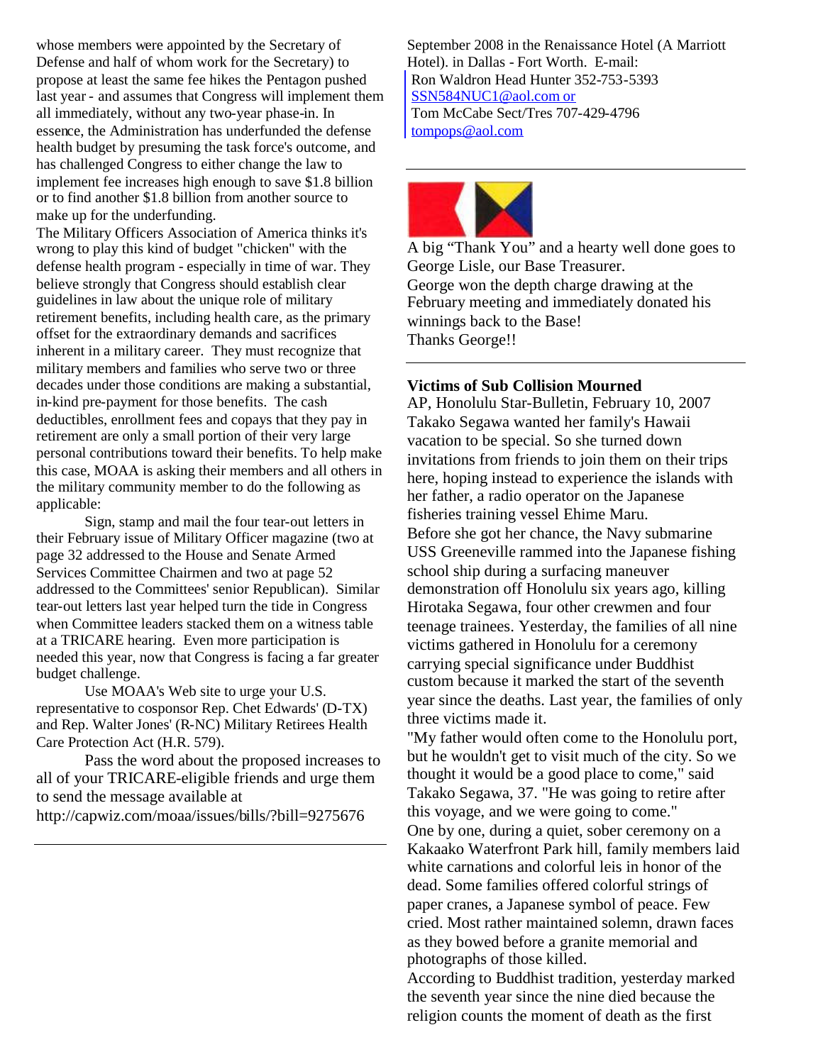whose members were appointed by the Secretary of Defense and half of whom work for the Secretary) to propose at least the same fee hikes the Pentagon pushed last year - and assumes that Congress will implement them all immediately, without any two-year phase-in. In essence, the Administration has underfunded the defense health budget by presuming the task force's outcome, and has challenged Congress to either change the law to implement fee increases high enough to save $1.8 billion or to find another $1.8 billion from another source to make up for the underfunding.

The Military Officers Association of America thinks it's wrong to play this kind of budget "chicken" with the defense health program - especially in time of war. They believe strongly that Congress should establish clear guidelines in law about the unique role of military retirement benefits, including health care, as the primary offset for the extraordinary demands and sacrifices inherent in a military career. They must recognize that military members and families who serve two or three decades under those conditions are making a substantial, in-kind pre-payment for those benefits. The cash deductibles, enrollment fees and copays that they pay in retirement are only a small portion of their very large personal contributions toward their benefits. To help make this case, MOAA is asking their members and all others in the military community member to do the following as applicable:

Sign, stamp and mail the four tear-out letters in their February issue of Military Officer magazine (two at page 32 addressed to the House and Senate Armed Services Committee Chairmen and two at page 52 addressed to the Committees' senior Republican). Similar tear-out letters last year helped turn the tide in Congress when Committee leaders stacked them on a witness table at a TRICARE hearing. Even more participation is needed this year, now that Congress is facing a far greater budget challenge.

Use MOAA's Web site to urge your U.S. representative to cosponsor Rep. Chet Edwards' (D-TX) and Rep. Walter Jones' (R-NC) Military Retirees Health Care Protection Act (H.R. 579).

Pass the word about the proposed increases to all of your TRICARE-eligible friends and urge them to send the message available at http://capwiz.com/moaa/issues/bills/?bill=9275676

---

September 2008 in the Renaissance Hotel (A Marriott Hotel). in Dallas - Fort Worth. E-mail:
Ron Waldron Head Hunter 352-753-5393
SSN584NUC1@aol.com or
Tom McCabe Sect/Tres 707-429-4796
tompops@aol.com

---

A big "Thank You" and a hearty well done goes to George Lisle, our Base Treasurer.
George won the depth charge drawing at the February meeting and immediately donated his winnings back to the Base!
Thanks George!!

---

**Victims of Sub Collision Mourned**

AP, Honolulu Star-Bulletin, February 10, 2007

Takako Segawa wanted her family's Hawaii vacation to be special. So she turned down invitations from friends to join them on their trips here, hoping instead to experience the islands with her father, a radio operator on the Japanese fisheries training vessel Ehime Maru.

Before she got her chance, the Navy submarine USS Greeneville rammed into the Japanese fishing school ship during a surfacing maneuver demonstration off Honolulu six years ago, killing Hirotaka Segawa, four other crewmen and four teenage trainees. Yesterday, the families of all nine victims gathered in Honolulu for a ceremony carrying special significance under Buddhist custom because it marked the start of the seventh year since the deaths. Last year, the families of only three victims made it.

"My father would often come to the Honolulu port, but he wouldn't get to visit much of the city. So we thought it would be a good place to come," said Takako Segawa, 37. "He was going to retire after this voyage, and we were going to come."

One by one, during a quiet, sober ceremony on a Kakaako Waterfront Park hill, family members laid white carnations and colorful leis in honor of the dead. Some families offered colorful strings of paper cranes, a Japanese symbol of peace. Few cried. Most rather maintained solemn, drawn faces as they bowed before a granite memorial and photographs of those killed.

According to Buddhist tradition, yesterday marked the seventh year since the nine died because the religion counts the moment of death as the first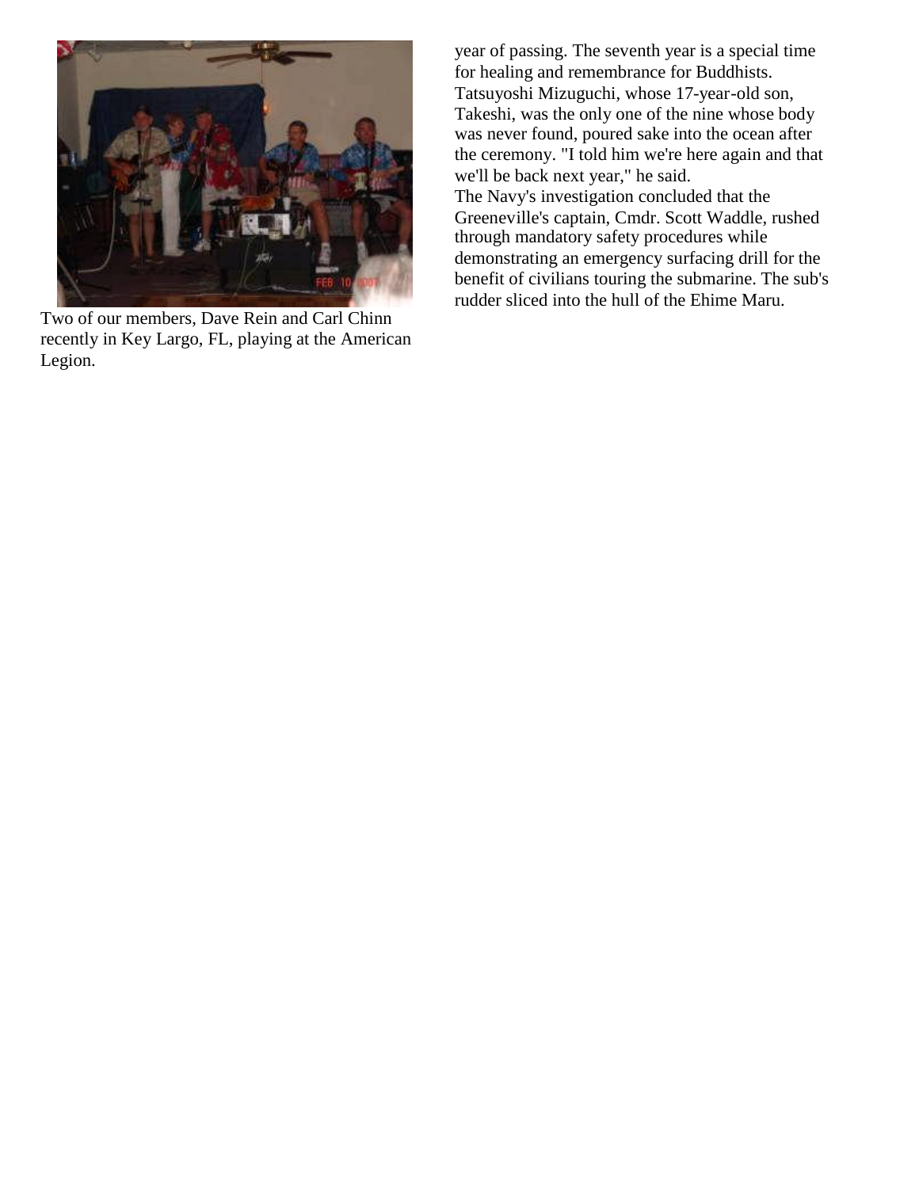Two of our members, Dave Rein and Carl Chinn recently in Key Largo, FL, playing at the American Legion.

year of passing. The seventh year is a special time for healing and remembrance for Buddhists. Tatsuyoshi Mizuguchi, whose 17-year-old son, Takeshi, was the only one of the nine whose body was never found, poured sake into the ocean after the ceremony. "I told him we're here again and that we'll be back next year," he said.

The Navy's investigation concluded that the Greeneville's captain, Cmdr. Scott Waddle, rushed through mandatory safety procedures while demonstrating an emergency surfacing drill for the benefit of civilians touring the submarine. The sub's rudder sliced into the hull of the Ehime Maru.